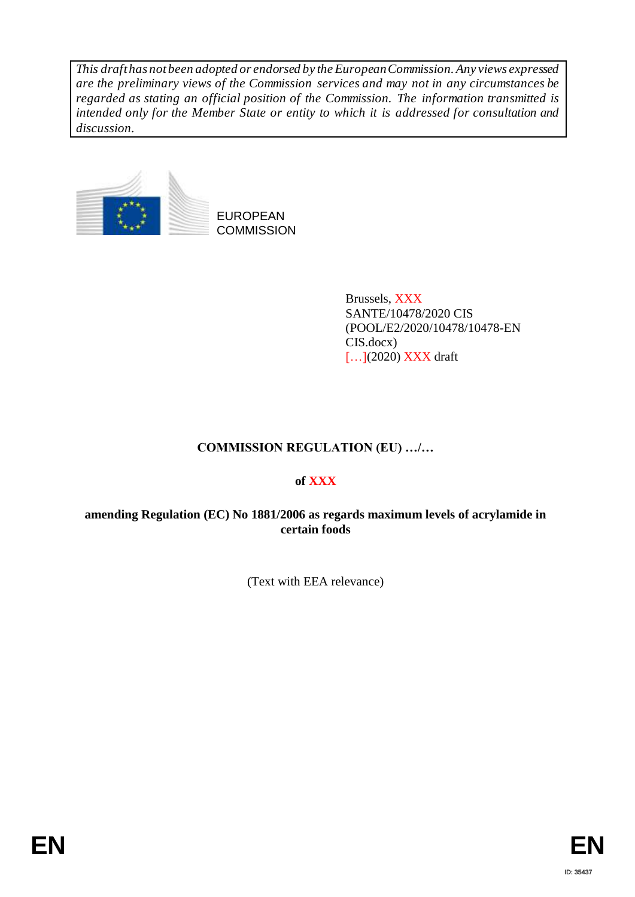*This draft has not been adopted or endorsed by the European Commission. Any views expressed are the preliminary views of the Commission services and may not in any circumstances be regarded as stating an official position of the Commission. The information transmitted is intended only for the Member State or entity to which it is addressed for consultation and discussion.*

EUROPEAN COMMISSION

Brussels, XXX
SANTE/10478/2020 CIS
(POOL/E2/2020/10478/10478-EN CIS.docx)
[…](2020) XXX draft

**COMMISSION REGULATION (EU) …/…**

**of XXX**

**amending Regulation (EC) No 1881/2006 as regards maximum levels of acrylamide in certain foods**

(Text with EEA relevance)

EN EN

ID: 35437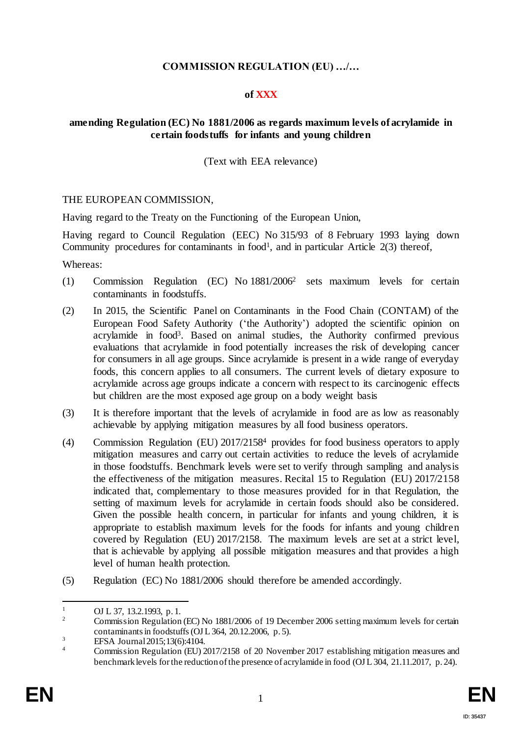**COMMISSION REGULATION (EU) …/…**

**of XXX**

**amending Regulation (EC) No 1881/2006 as regards maximum levels of acrylamide in certain foodstuffs for infants and young children**

(Text with EEA relevance)

THE EUROPEAN COMMISSION,

Having regard to the Treaty on the Functioning of the European Union,

Having regard to Council Regulation (EEC) No 315/93 of 8 February 1993 laying down Community procedures for contaminants in food[1], and in particular Article 2(3) thereof,

Whereas:

(1) Commission Regulation (EC) No 1881/2006[2] sets maximum levels for certain contaminants in foodstuffs.

(2) In 2015, the Scientific Panel on Contaminants in the Food Chain (CONTAM) of the European Food Safety Authority ('the Authority') adopted the scientific opinion on acrylamide in food[3]. Based on animal studies, the Authority confirmed previous evaluations that acrylamide in food potentially increases the risk of developing cancer for consumers in all age groups. Since acrylamide is present in a wide range of everyday foods, this concern applies to all consumers. The current levels of dietary exposure to acrylamide across age groups indicate a concern with respect to its carcinogenic effects but children are the most exposed age group on a body weight basis

(3) It is therefore important that the levels of acrylamide in food are as low as reasonably achievable by applying mitigation measures by all food business operators.

(4) Commission Regulation (EU) 2017/2158[4] provides for food business operators to apply mitigation measures and carry out certain activities to reduce the levels of acrylamide in those foodstuffs. Benchmark levels were set to verify through sampling and analysis the effectiveness of the mitigation measures. Recital 15 to Regulation (EU) 2017/2158 indicated that, complementary to those measures provided for in that Regulation, the setting of maximum levels for acrylamide in certain foods should also be considered. Given the possible health concern, in particular for infants and young children, it is appropriate to establish maximum levels for the foods for infants and young children covered by Regulation (EU) 2017/2158. The maximum levels are set at a strict level, that is achievable by applying all possible mitigation measures and that provides a high level of human health protection.

(5) Regulation (EC) No 1881/2006 should therefore be amended accordingly.

---

[1] OJ L 37, 13.2.1993, p. 1.

[2] Commission Regulation (EC) No 1881/2006 of 19 December 2006 setting maximum levels for certain contaminants in foodstuffs (OJ L 364, 20.12.2006, p. 5).

[3] EFSA Journal 2015;13(6):4104.

[4] Commission Regulation (EU) 2017/2158 of 20 November 2017 establishing mitigation measures and benchmark levels for the reduction of the presence of acrylamide in food (OJ L 304, 21.11.2017, p. 24).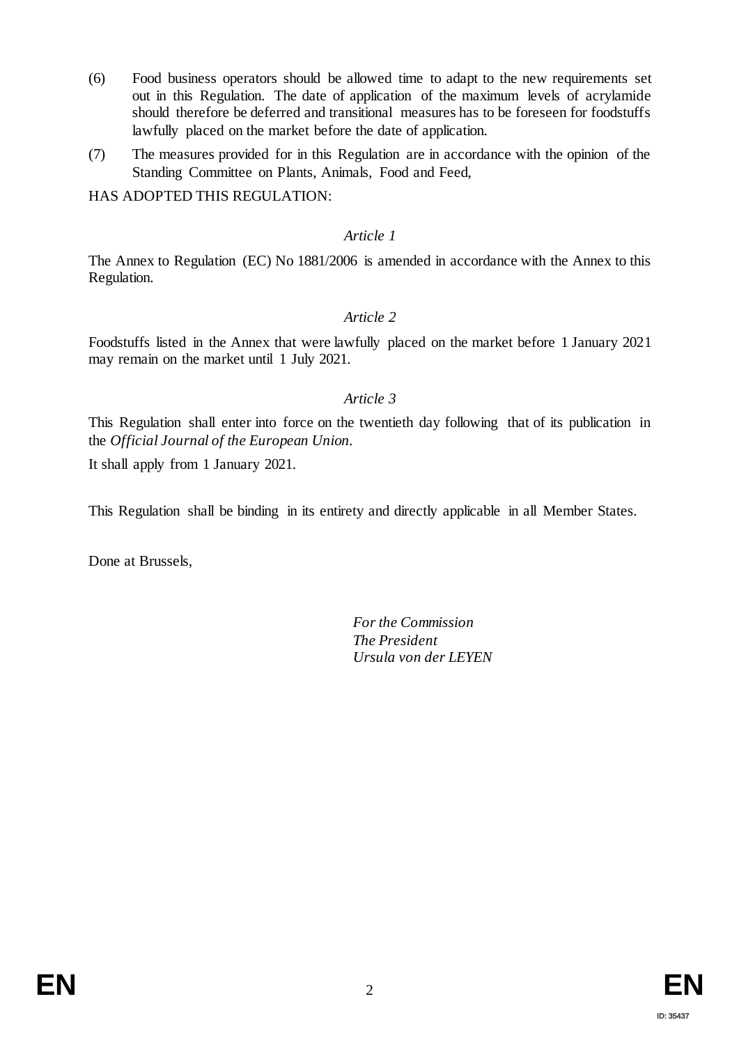(6) Food business operators should be allowed time to adapt to the new requirements set out in this Regulation. The date of application of the maximum levels of acrylamide should therefore be deferred and transitional measures has to be foreseen for foodstuffs lawfully placed on the market before the date of application.

(7) The measures provided for in this Regulation are in accordance with the opinion of the Standing Committee on Plants, Animals, Food and Feed,

HAS ADOPTED THIS REGULATION:

*Article 1*

The Annex to Regulation (EC) No 1881/2006 is amended in accordance with the Annex to this Regulation.

*Article 2*

Foodstuffs listed in the Annex that were lawfully placed on the market before 1 January 2021 may remain on the market until 1 July 2021.

*Article 3*

This Regulation shall enter into force on the twentieth day following that of its publication in the *Official Journal of the European Union*.

It shall apply from 1 January 2021.

This Regulation shall be binding in its entirety and directly applicable in all Member States.

Done at Brussels,

*For the Commission*
*The President*
*Ursula von der LEYEN*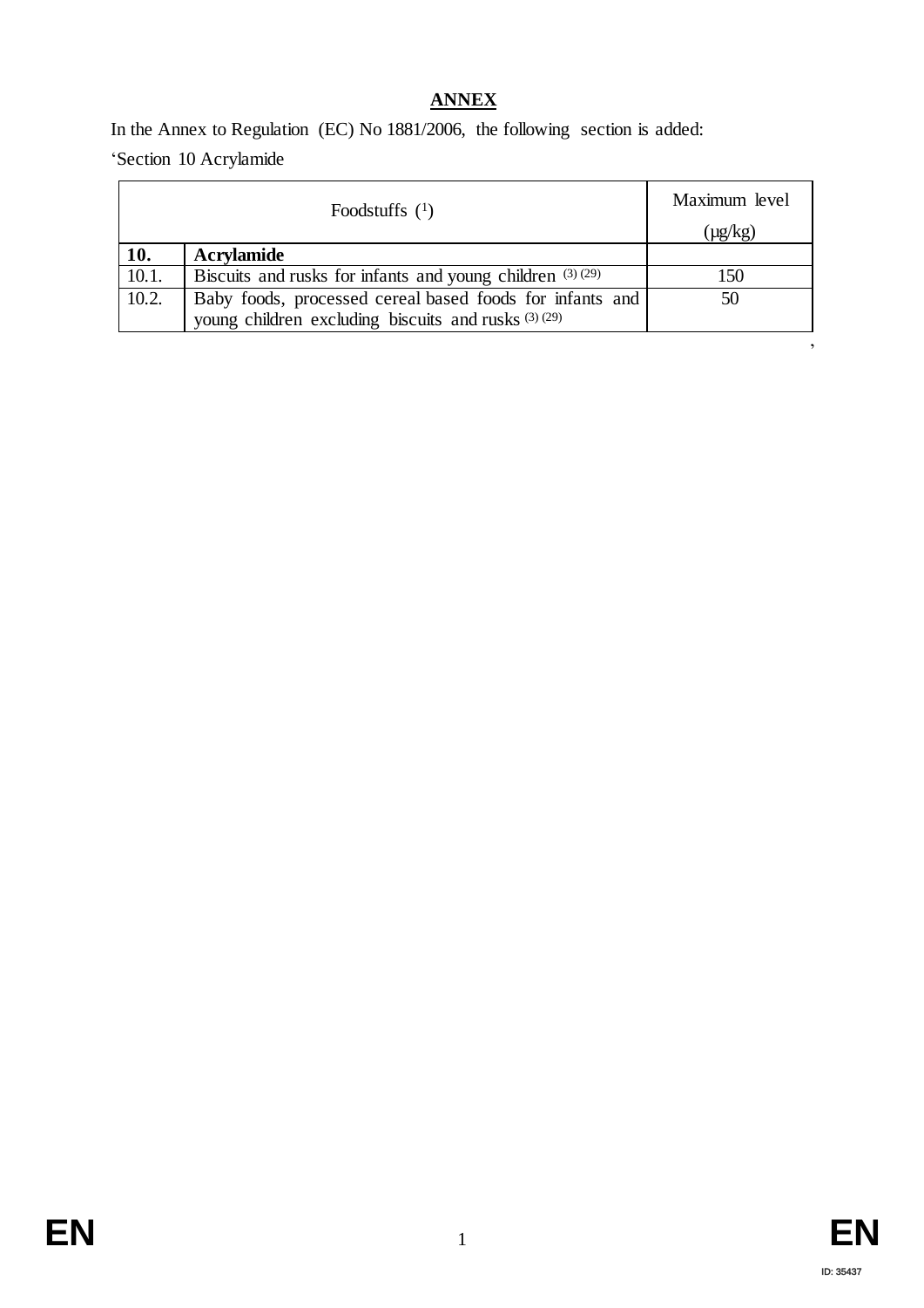**ANNEX**

In the Annex to Regulation (EC) No 1881/2006, the following section is added:

'Section 10 Acrylamide

| Foodstuffs (1) | | Maximum level (μg/kg) |
|---|---|---|
| **10.** | **Acrylamide** | |
| 10.1. | Biscuits and rusks for infants and young children (3) (29) | 150 |
| 10.2. | Baby foods, processed cereal based foods for infants and young children excluding biscuits and rusks (3) (29) | 50 |

'

ID: 35437